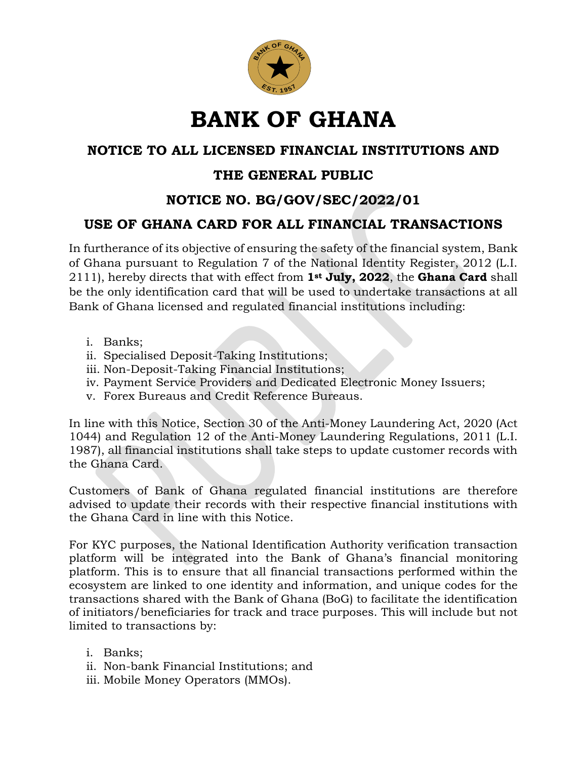# BANK OF GHANA

## NOTICE TO ALL LICENSED FINANCIAL INSTITUTIONS AND THE GENERAL PUBLIC

## NOTICE NO. BG/GOV/SEC/2022/01

## USE OF GHANA CARD FOR ALL FINANCIAL TRANSACTIONS

In furtherance of its objective of ensuring the safety of the financial system, Bank of Ghana pursuant to Regulation 7 of the National Identity Register, 2012 (L.I. 2111), hereby directs that with effect from **1st July, 2022**, the **Ghana Card** shall be the only identification card that will be used to undertake transactions at all Bank of Ghana licensed and regulated financial institutions including:

i. Banks;
ii. Specialised Deposit-Taking Institutions;
iii. Non-Deposit-Taking Financial Institutions;
iv. Payment Service Providers and Dedicated Electronic Money Issuers;
v. Forex Bureaus and Credit Reference Bureaus.

In line with this Notice, Section 30 of the Anti-Money Laundering Act, 2020 (Act 1044) and Regulation 12 of the Anti-Money Laundering Regulations, 2011 (L.I. 1987), all financial institutions shall take steps to update customer records with the Ghana Card.

Customers of Bank of Ghana regulated financial institutions are therefore advised to update their records with their respective financial institutions with the Ghana Card in line with this Notice.

For KYC purposes, the National Identification Authority verification transaction platform will be integrated into the Bank of Ghana's financial monitoring platform. This is to ensure that all financial transactions performed within the ecosystem are linked to one identity and information, and unique codes for the transactions shared with the Bank of Ghana (BoG) to facilitate the identification of initiators/beneficiaries for track and trace purposes. This will include but not limited to transactions by:

i. Banks;
ii. Non-bank Financial Institutions; and
iii. Mobile Money Operators (MMOs).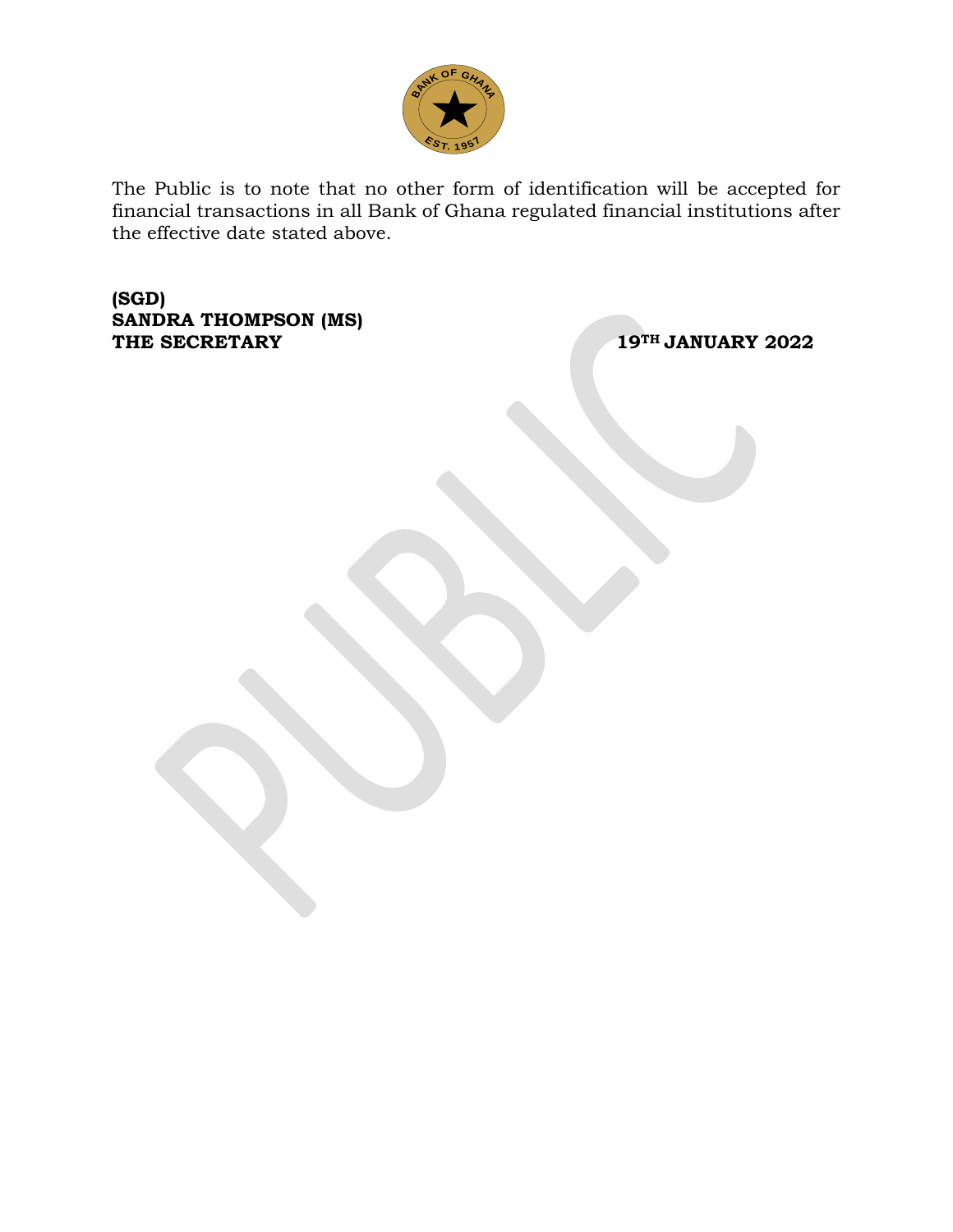The Public is to note that no other form of identification will be accepted for financial transactions in all Bank of Ghana regulated financial institutions after the effective date stated above.

**(SGD)**
**SANDRA THOMPSON (MS)**
**THE SECRETARY**

**19TH JANUARY 2022**